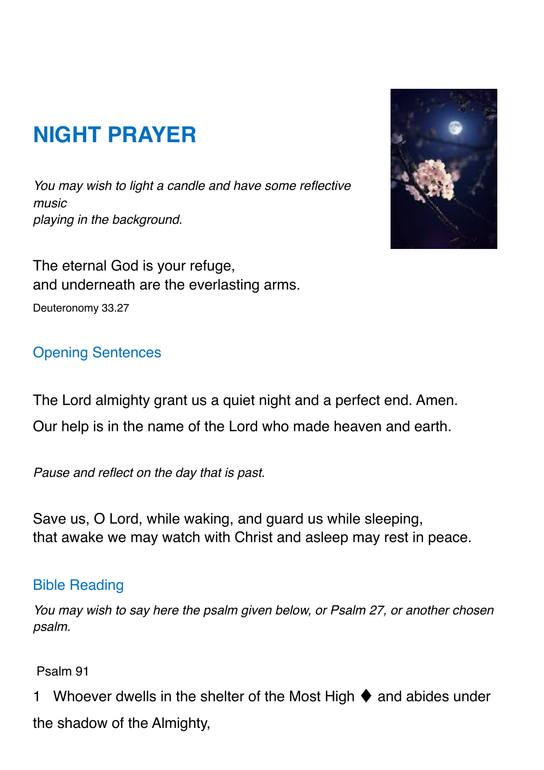# NIGHT PRAYER

*You may wish to light a candle and have some reflective music playing in the background.*

The eternal God is your refuge,
and underneath are the everlasting arms.

Deuteronomy 33.27

## Opening Sentences

The Lord almighty grant us a quiet night and a perfect end. Amen.

Our help is in the name of the Lord who made heaven and earth.

*Pause and reflect on the day that is past.*

Save us, O Lord, while waking, and guard us while sleeping,
that awake we may watch with Christ and asleep may rest in peace.

## Bible Reading

*You may wish to say here the psalm given below, or Psalm 27, or another chosen psalm.*

Psalm 91

1 Whoever dwells in the shelter of the Most High ♦ and abides under the shadow of the Almighty,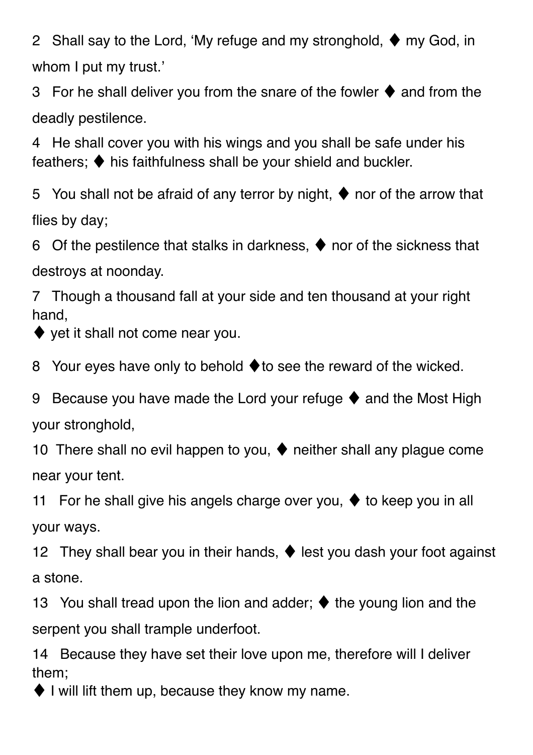2   Shall say to the Lord, 'My refuge and my stronghold, ♦ my God, in whom I put my trust.'

3   For he shall deliver you from the snare of the fowler ♦ and from the deadly pestilence.

4   He shall cover you with his wings and you shall be safe under his feathers; ♦ his faithfulness shall be your shield and buckler.

5   You shall not be afraid of any terror by night, ♦ nor of the arrow that flies by day;

6   Of the pestilence that stalks in darkness, ♦ nor of the sickness that destroys at noonday.

7   Though a thousand fall at your side and ten thousand at your right hand,
♦ yet it shall not come near you.

8   Your eyes have only to behold ♦to see the reward of the wicked.

9   Because you have made the Lord your refuge ♦ and the Most High your stronghold,

10  There shall no evil happen to you, ♦ neither shall any plague come near your tent.

11   For he shall give his angels charge over you, ♦ to keep you in all your ways.

12   They shall bear you in their hands, ♦ lest you dash your foot against a stone.

13   You shall tread upon the lion and adder; ♦ the young lion and the serpent you shall trample underfoot.

14   Because they have set their love upon me, therefore will I deliver them;
♦ I will lift them up, because they know my name.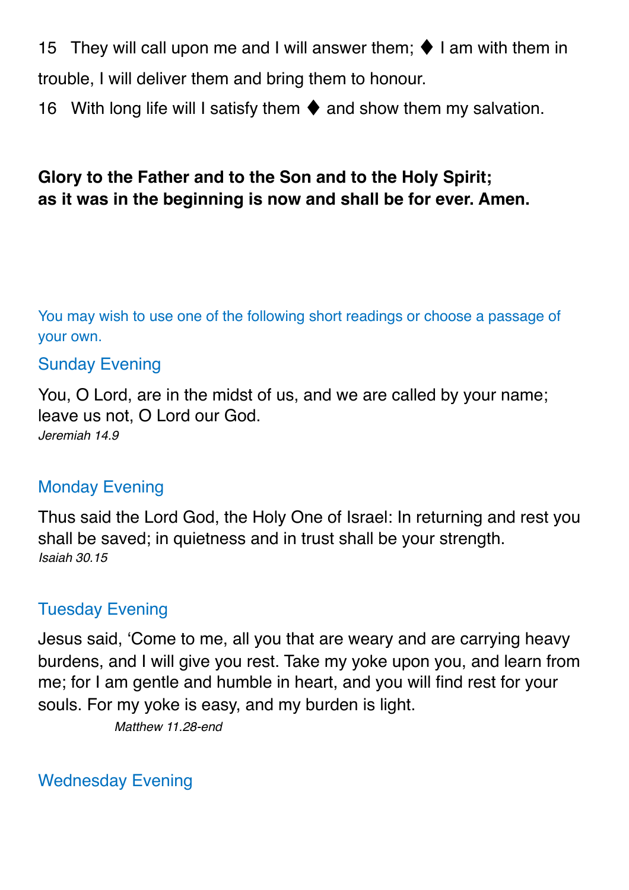15 They will call upon me and I will answer them; ♦ I am with them in trouble, I will deliver them and bring them to honour.

16 With long life will I satisfy them ♦ and show them my salvation.

**Glory to the Father and to the Son and to the Holy Spirit;**
**as it was in the beginning is now and shall be for ever. Amen.**

You may wish to use one of the following short readings or choose a passage of your own.

### Sunday Evening

You, O Lord, are in the midst of us, and we are called by your name; leave us not, O Lord our God.
*Jeremiah 14.9*

### Monday Evening

Thus said the Lord God, the Holy One of Israel: In returning and rest you shall be saved; in quietness and in trust shall be your strength.
*Isaiah 30.15*

### Tuesday Evening

Jesus said, 'Come to me, all you that are weary and are carrying heavy burdens, and I will give you rest. Take my yoke upon you, and learn from me; for I am gentle and humble in heart, and you will find rest for your souls. For my yoke is easy, and my burden is light.
*Matthew 11.28-end*

### Wednesday Evening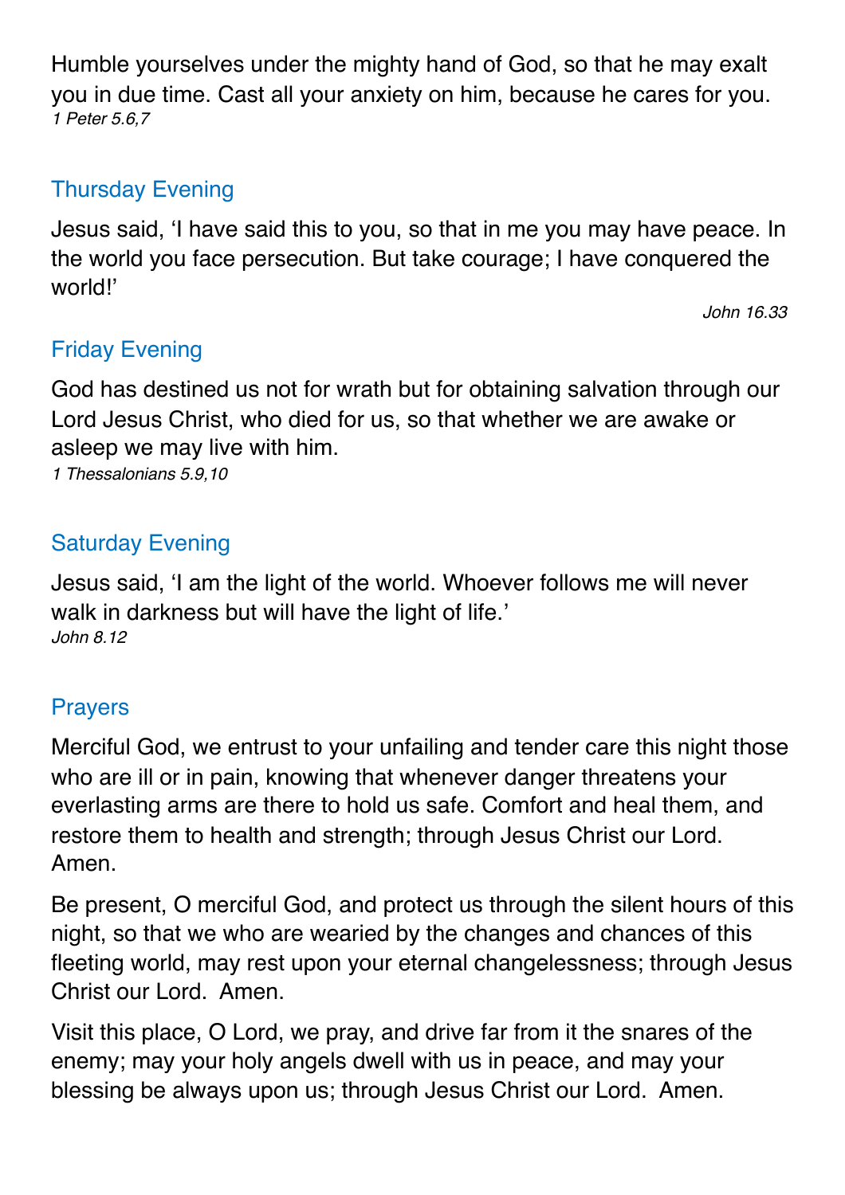Humble yourselves under the mighty hand of God, so that he may exalt you in due time. Cast all your anxiety on him, because he cares for you.
*1 Peter 5.6,7*

## Thursday Evening

Jesus said, 'I have said this to you, so that in me you may have peace. In the world you face persecution. But take courage; I have conquered the world!'

*John 16.33*

## Friday Evening

God has destined us not for wrath but for obtaining salvation through our Lord Jesus Christ, who died for us, so that whether we are awake or asleep we may live with him.
*1 Thessalonians 5.9,10*

## Saturday Evening

Jesus said, 'I am the light of the world. Whoever follows me will never walk in darkness but will have the light of life.'
*John 8.12*

## Prayers

Merciful God, we entrust to your unfailing and tender care this night those who are ill or in pain, knowing that whenever danger threatens your everlasting arms are there to hold us safe. Comfort and heal them, and restore them to health and strength; through Jesus Christ our Lord. Amen.

Be present, O merciful God, and protect us through the silent hours of this night, so that we who are wearied by the changes and chances of this fleeting world, may rest upon your eternal changelessness; through Jesus Christ our Lord. Amen.

Visit this place, O Lord, we pray, and drive far from it the snares of the enemy; may your holy angels dwell with us in peace, and may your blessing be always upon us; through Jesus Christ our Lord. Amen.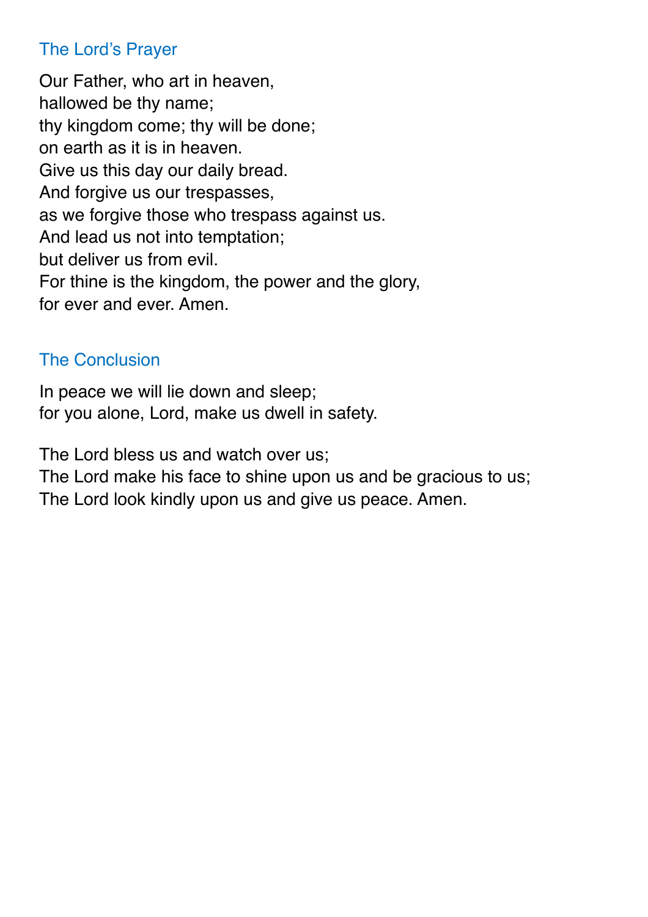## The Lord's Prayer

Our Father, who art in heaven,
hallowed be thy name;
thy kingdom come; thy will be done;
on earth as it is in heaven.
Give us this day our daily bread.
And forgive us our trespasses,
as we forgive those who trespass against us.
And lead us not into temptation;
but deliver us from evil.
For thine is the kingdom, the power and the glory,
for ever and ever. Amen.

## The Conclusion

In peace we will lie down and sleep;
for you alone, Lord, make us dwell in safety.

The Lord bless us and watch over us;
The Lord make his face to shine upon us and be gracious to us;
The Lord look kindly upon us and give us peace. Amen.